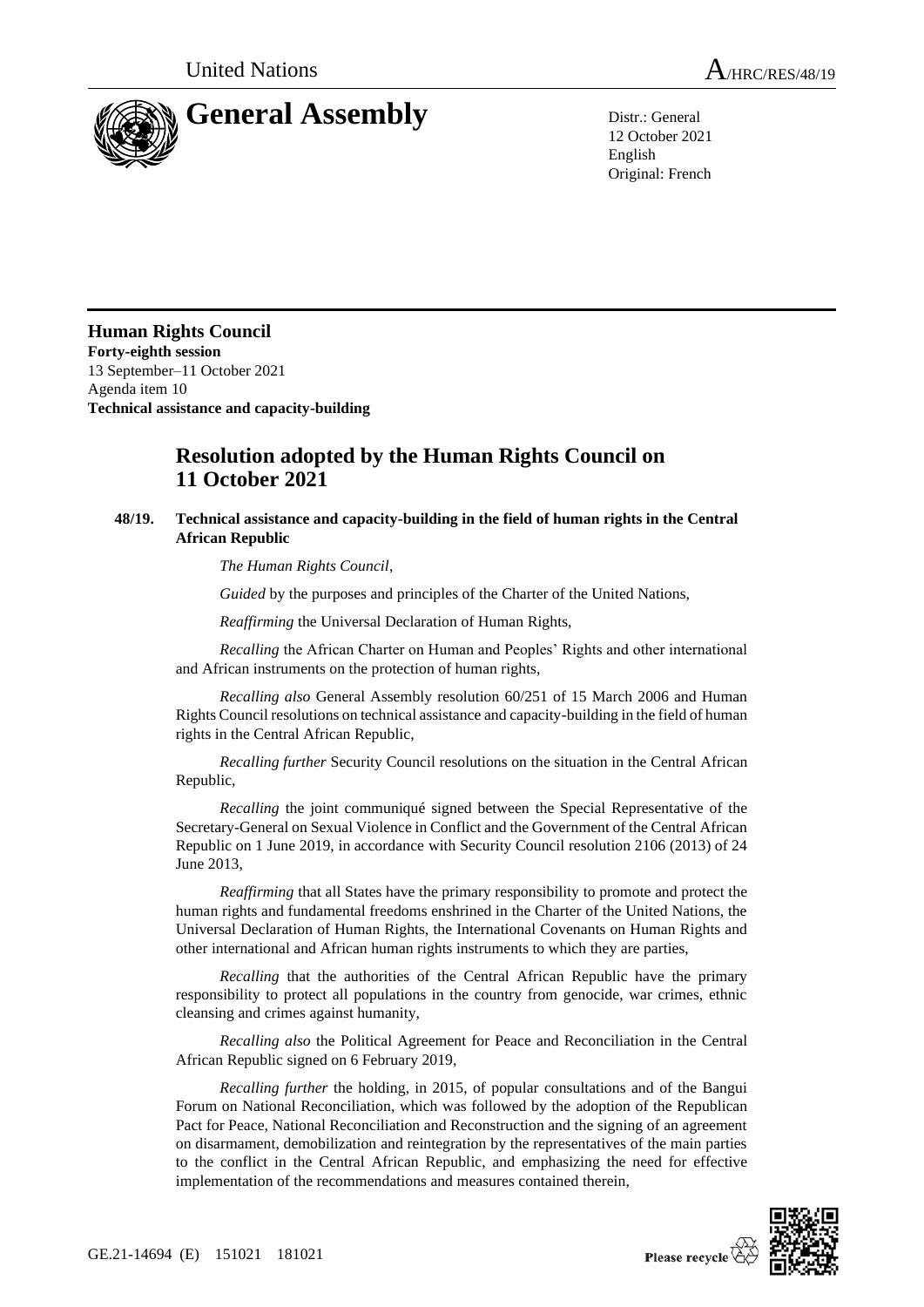United Nations

A/HRC/RES/48/19

# General Assembly

Distr.: General
12 October 2021
English
Original: French

**Human Rights Council**
**Forty-eighth session**
13 September–11 October 2021
Agenda item 10
**Technical assistance and capacity-building**

## Resolution adopted by the Human Rights Council on 11 October 2021

### 48/19. Technical assistance and capacity-building in the field of human rights in the Central African Republic

*The Human Rights Council*,

*Guided* by the purposes and principles of the Charter of the United Nations,

*Reaffirming* the Universal Declaration of Human Rights,

*Recalling* the African Charter on Human and Peoples' Rights and other international and African instruments on the protection of human rights,

*Recalling also* General Assembly resolution 60/251 of 15 March 2006 and Human Rights Council resolutions on technical assistance and capacity-building in the field of human rights in the Central African Republic,

*Recalling further* Security Council resolutions on the situation in the Central African Republic,

*Recalling* the joint communiqué signed between the Special Representative of the Secretary-General on Sexual Violence in Conflict and the Government of the Central African Republic on 1 June 2019, in accordance with Security Council resolution 2106 (2013) of 24 June 2013,

*Reaffirming* that all States have the primary responsibility to promote and protect the human rights and fundamental freedoms enshrined in the Charter of the United Nations, the Universal Declaration of Human Rights, the International Covenants on Human Rights and other international and African human rights instruments to which they are parties,

*Recalling* that the authorities of the Central African Republic have the primary responsibility to protect all populations in the country from genocide, war crimes, ethnic cleansing and crimes against humanity,

*Recalling also* the Political Agreement for Peace and Reconciliation in the Central African Republic signed on 6 February 2019,

*Recalling further* the holding, in 2015, of popular consultations and of the Bangui Forum on National Reconciliation, which was followed by the adoption of the Republican Pact for Peace, National Reconciliation and Reconstruction and the signing of an agreement on disarmament, demobilization and reintegration by the representatives of the main parties to the conflict in the Central African Republic, and emphasizing the need for effective implementation of the recommendations and measures contained therein,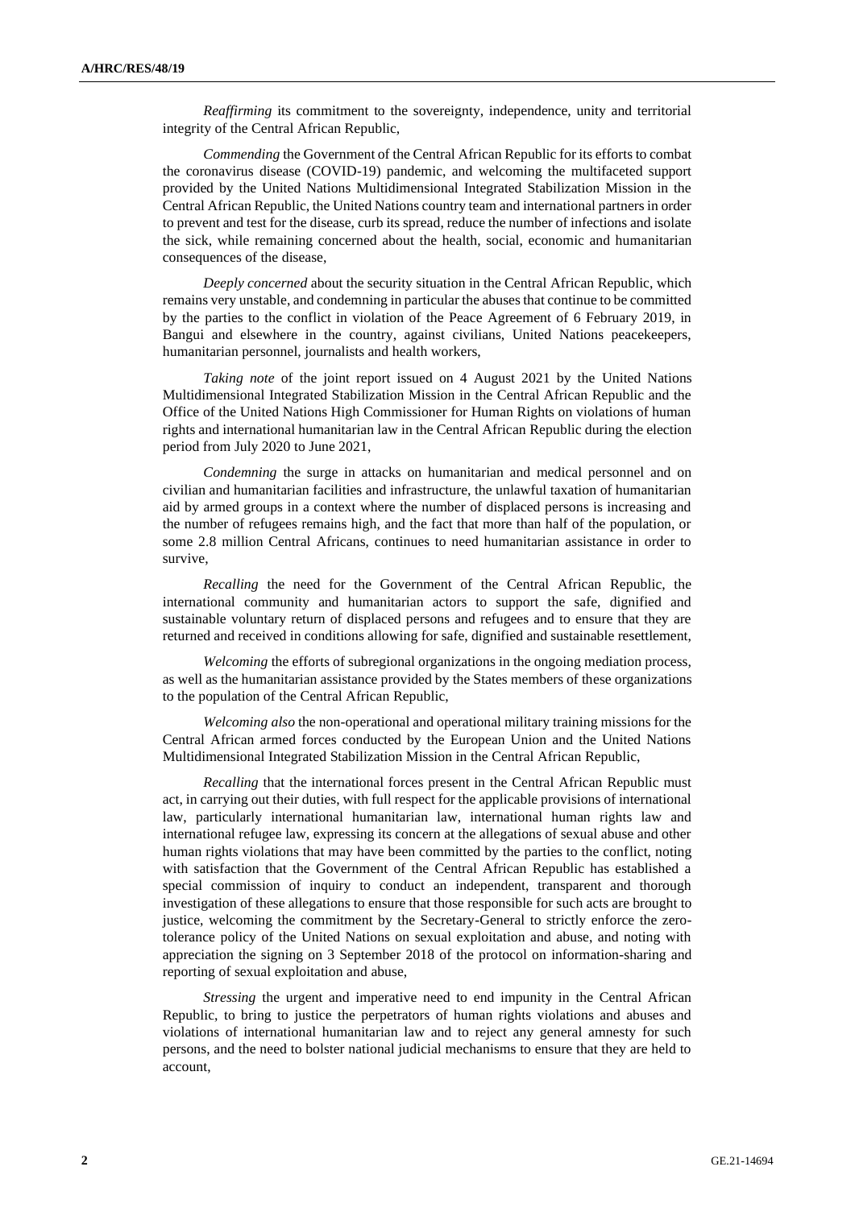*Reaffirming* its commitment to the sovereignty, independence, unity and territorial integrity of the Central African Republic,

*Commending* the Government of the Central African Republic for its efforts to combat the coronavirus disease (COVID-19) pandemic, and welcoming the multifaceted support provided by the United Nations Multidimensional Integrated Stabilization Mission in the Central African Republic, the United Nations country team and international partners in order to prevent and test for the disease, curb its spread, reduce the number of infections and isolate the sick, while remaining concerned about the health, social, economic and humanitarian consequences of the disease,

*Deeply concerned* about the security situation in the Central African Republic, which remains very unstable, and condemning in particular the abuses that continue to be committed by the parties to the conflict in violation of the Peace Agreement of 6 February 2019, in Bangui and elsewhere in the country, against civilians, United Nations peacekeepers, humanitarian personnel, journalists and health workers,

*Taking note* of the joint report issued on 4 August 2021 by the United Nations Multidimensional Integrated Stabilization Mission in the Central African Republic and the Office of the United Nations High Commissioner for Human Rights on violations of human rights and international humanitarian law in the Central African Republic during the election period from July 2020 to June 2021,

*Condemning* the surge in attacks on humanitarian and medical personnel and on civilian and humanitarian facilities and infrastructure, the unlawful taxation of humanitarian aid by armed groups in a context where the number of displaced persons is increasing and the number of refugees remains high, and the fact that more than half of the population, or some 2.8 million Central Africans, continues to need humanitarian assistance in order to survive,

*Recalling* the need for the Government of the Central African Republic, the international community and humanitarian actors to support the safe, dignified and sustainable voluntary return of displaced persons and refugees and to ensure that they are returned and received in conditions allowing for safe, dignified and sustainable resettlement,

*Welcoming* the efforts of subregional organizations in the ongoing mediation process, as well as the humanitarian assistance provided by the States members of these organizations to the population of the Central African Republic,

*Welcoming also* the non-operational and operational military training missions for the Central African armed forces conducted by the European Union and the United Nations Multidimensional Integrated Stabilization Mission in the Central African Republic,

*Recalling* that the international forces present in the Central African Republic must act, in carrying out their duties, with full respect for the applicable provisions of international law, particularly international humanitarian law, international human rights law and international refugee law, expressing its concern at the allegations of sexual abuse and other human rights violations that may have been committed by the parties to the conflict, noting with satisfaction that the Government of the Central African Republic has established a special commission of inquiry to conduct an independent, transparent and thorough investigation of these allegations to ensure that those responsible for such acts are brought to justice, welcoming the commitment by the Secretary-General to strictly enforce the zero-tolerance policy of the United Nations on sexual exploitation and abuse, and noting with appreciation the signing on 3 September 2018 of the protocol on information-sharing and reporting of sexual exploitation and abuse,

*Stressing* the urgent and imperative need to end impunity in the Central African Republic, to bring to justice the perpetrators of human rights violations and abuses and violations of international humanitarian law and to reject any general amnesty for such persons, and the need to bolster national judicial mechanisms to ensure that they are held to account,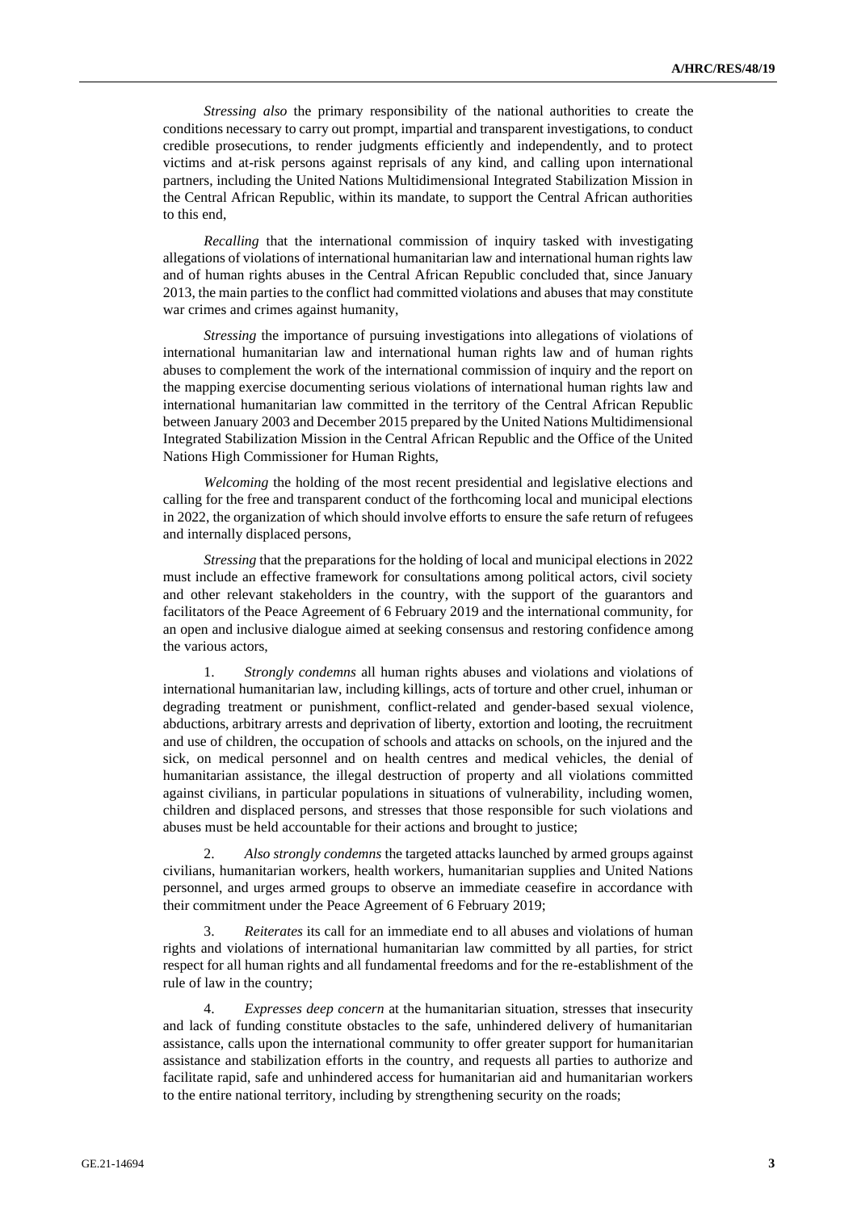*Stressing also* the primary responsibility of the national authorities to create the conditions necessary to carry out prompt, impartial and transparent investigations, to conduct credible prosecutions, to render judgments efficiently and independently, and to protect victims and at-risk persons against reprisals of any kind, and calling upon international partners, including the United Nations Multidimensional Integrated Stabilization Mission in the Central African Republic, within its mandate, to support the Central African authorities to this end,

*Recalling* that the international commission of inquiry tasked with investigating allegations of violations of international humanitarian law and international human rights law and of human rights abuses in the Central African Republic concluded that, since January 2013, the main parties to the conflict had committed violations and abuses that may constitute war crimes and crimes against humanity,

*Stressing* the importance of pursuing investigations into allegations of violations of international humanitarian law and international human rights law and of human rights abuses to complement the work of the international commission of inquiry and the report on the mapping exercise documenting serious violations of international human rights law and international humanitarian law committed in the territory of the Central African Republic between January 2003 and December 2015 prepared by the United Nations Multidimensional Integrated Stabilization Mission in the Central African Republic and the Office of the United Nations High Commissioner for Human Rights,

*Welcoming* the holding of the most recent presidential and legislative elections and calling for the free and transparent conduct of the forthcoming local and municipal elections in 2022, the organization of which should involve efforts to ensure the safe return of refugees and internally displaced persons,

*Stressing* that the preparations for the holding of local and municipal elections in 2022 must include an effective framework for consultations among political actors, civil society and other relevant stakeholders in the country, with the support of the guarantors and facilitators of the Peace Agreement of 6 February 2019 and the international community, for an open and inclusive dialogue aimed at seeking consensus and restoring confidence among the various actors,

1. *Strongly condemns* all human rights abuses and violations and violations of international humanitarian law, including killings, acts of torture and other cruel, inhuman or degrading treatment or punishment, conflict-related and gender-based sexual violence, abductions, arbitrary arrests and deprivation of liberty, extortion and looting, the recruitment and use of children, the occupation of schools and attacks on schools, on the injured and the sick, on medical personnel and on health centres and medical vehicles, the denial of humanitarian assistance, the illegal destruction of property and all violations committed against civilians, in particular populations in situations of vulnerability, including women, children and displaced persons, and stresses that those responsible for such violations and abuses must be held accountable for their actions and brought to justice;

2. *Also strongly condemns* the targeted attacks launched by armed groups against civilians, humanitarian workers, health workers, humanitarian supplies and United Nations personnel, and urges armed groups to observe an immediate ceasefire in accordance with their commitment under the Peace Agreement of 6 February 2019;

3. *Reiterates* its call for an immediate end to all abuses and violations of human rights and violations of international humanitarian law committed by all parties, for strict respect for all human rights and all fundamental freedoms and for the re-establishment of the rule of law in the country;

4. *Expresses deep concern* at the humanitarian situation, stresses that insecurity and lack of funding constitute obstacles to the safe, unhindered delivery of humanitarian assistance, calls upon the international community to offer greater support for humanitarian assistance and stabilization efforts in the country, and requests all parties to authorize and facilitate rapid, safe and unhindered access for humanitarian aid and humanitarian workers to the entire national territory, including by strengthening security on the roads;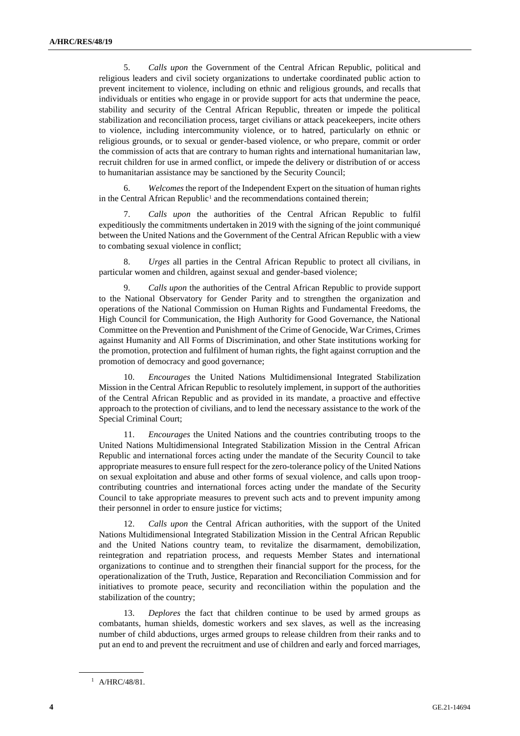5. *Calls upon* the Government of the Central African Republic, political and religious leaders and civil society organizations to undertake coordinated public action to prevent incitement to violence, including on ethnic and religious grounds, and recalls that individuals or entities who engage in or provide support for acts that undermine the peace, stability and security of the Central African Republic, threaten or impede the political stabilization and reconciliation process, target civilians or attack peacekeepers, incite others to violence, including intercommunity violence, or to hatred, particularly on ethnic or religious grounds, or to sexual or gender-based violence, or who prepare, commit or order the commission of acts that are contrary to human rights and international humanitarian law, recruit children for use in armed conflict, or impede the delivery or distribution of or access to humanitarian assistance may be sanctioned by the Security Council;

6. *Welcomes* the report of the Independent Expert on the situation of human rights in the Central African Republic[1] and the recommendations contained therein;

7. *Calls upon* the authorities of the Central African Republic to fulfil expeditiously the commitments undertaken in 2019 with the signing of the joint communiqué between the United Nations and the Government of the Central African Republic with a view to combating sexual violence in conflict;

8. *Urges* all parties in the Central African Republic to protect all civilians, in particular women and children, against sexual and gender-based violence;

9. *Calls upon* the authorities of the Central African Republic to provide support to the National Observatory for Gender Parity and to strengthen the organization and operations of the National Commission on Human Rights and Fundamental Freedoms, the High Council for Communication, the High Authority for Good Governance, the National Committee on the Prevention and Punishment of the Crime of Genocide, War Crimes, Crimes against Humanity and All Forms of Discrimination, and other State institutions working for the promotion, protection and fulfilment of human rights, the fight against corruption and the promotion of democracy and good governance;

10. *Encourages* the United Nations Multidimensional Integrated Stabilization Mission in the Central African Republic to resolutely implement, in support of the authorities of the Central African Republic and as provided in its mandate, a proactive and effective approach to the protection of civilians, and to lend the necessary assistance to the work of the Special Criminal Court;

11. *Encourages* the United Nations and the countries contributing troops to the United Nations Multidimensional Integrated Stabilization Mission in the Central African Republic and international forces acting under the mandate of the Security Council to take appropriate measures to ensure full respect for the zero-tolerance policy of the United Nations on sexual exploitation and abuse and other forms of sexual violence, and calls upon troop-contributing countries and international forces acting under the mandate of the Security Council to take appropriate measures to prevent such acts and to prevent impunity among their personnel in order to ensure justice for victims;

12. *Calls upon* the Central African authorities, with the support of the United Nations Multidimensional Integrated Stabilization Mission in the Central African Republic and the United Nations country team, to revitalize the disarmament, demobilization, reintegration and repatriation process, and requests Member States and international organizations to continue and to strengthen their financial support for the process, for the operationalization of the Truth, Justice, Reparation and Reconciliation Commission and for initiatives to promote peace, security and reconciliation within the population and the stabilization of the country;

13. *Deplores* the fact that children continue to be used by armed groups as combatants, human shields, domestic workers and sex slaves, as well as the increasing number of child abductions, urges armed groups to release children from their ranks and to put an end to and prevent the recruitment and use of children and early and forced marriages,

[1] A/HRC/48/81.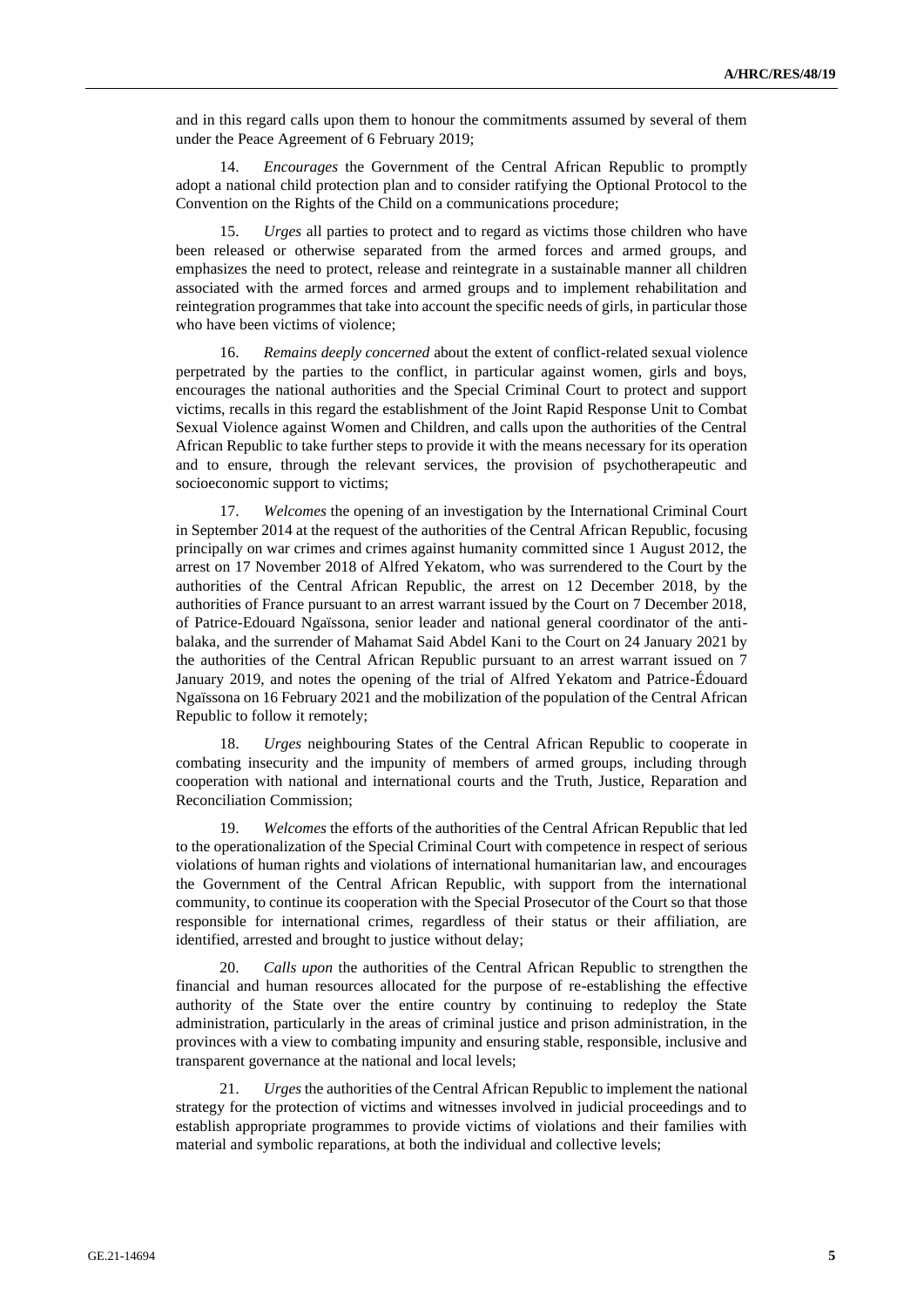and in this regard calls upon them to honour the commitments assumed by several of them under the Peace Agreement of 6 February 2019;

14. *Encourages* the Government of the Central African Republic to promptly adopt a national child protection plan and to consider ratifying the Optional Protocol to the Convention on the Rights of the Child on a communications procedure;

15. *Urges* all parties to protect and to regard as victims those children who have been released or otherwise separated from the armed forces and armed groups, and emphasizes the need to protect, release and reintegrate in a sustainable manner all children associated with the armed forces and armed groups and to implement rehabilitation and reintegration programmes that take into account the specific needs of girls, in particular those who have been victims of violence;

16. *Remains deeply concerned* about the extent of conflict-related sexual violence perpetrated by the parties to the conflict, in particular against women, girls and boys, encourages the national authorities and the Special Criminal Court to protect and support victims, recalls in this regard the establishment of the Joint Rapid Response Unit to Combat Sexual Violence against Women and Children, and calls upon the authorities of the Central African Republic to take further steps to provide it with the means necessary for its operation and to ensure, through the relevant services, the provision of psychotherapeutic and socioeconomic support to victims;

17. *Welcomes* the opening of an investigation by the International Criminal Court in September 2014 at the request of the authorities of the Central African Republic, focusing principally on war crimes and crimes against humanity committed since 1 August 2012, the arrest on 17 November 2018 of Alfred Yekatom, who was surrendered to the Court by the authorities of the Central African Republic, the arrest on 12 December 2018, by the authorities of France pursuant to an arrest warrant issued by the Court on 7 December 2018, of Patrice-Edouard Ngaïssona, senior leader and national general coordinator of the anti-balaka, and the surrender of Mahamat Said Abdel Kani to the Court on 24 January 2021 by the authorities of the Central African Republic pursuant to an arrest warrant issued on 7 January 2019, and notes the opening of the trial of Alfred Yekatom and Patrice-Édouard Ngaïssona on 16 February 2021 and the mobilization of the population of the Central African Republic to follow it remotely;

18. *Urges* neighbouring States of the Central African Republic to cooperate in combating insecurity and the impunity of members of armed groups, including through cooperation with national and international courts and the Truth, Justice, Reparation and Reconciliation Commission;

19. *Welcomes* the efforts of the authorities of the Central African Republic that led to the operationalization of the Special Criminal Court with competence in respect of serious violations of human rights and violations of international humanitarian law, and encourages the Government of the Central African Republic, with support from the international community, to continue its cooperation with the Special Prosecutor of the Court so that those responsible for international crimes, regardless of their status or their affiliation, are identified, arrested and brought to justice without delay;

20. *Calls upon* the authorities of the Central African Republic to strengthen the financial and human resources allocated for the purpose of re-establishing the effective authority of the State over the entire country by continuing to redeploy the State administration, particularly in the areas of criminal justice and prison administration, in the provinces with a view to combating impunity and ensuring stable, responsible, inclusive and transparent governance at the national and local levels;

21. *Urges* the authorities of the Central African Republic to implement the national strategy for the protection of victims and witnesses involved in judicial proceedings and to establish appropriate programmes to provide victims of violations and their families with material and symbolic reparations, at both the individual and collective levels;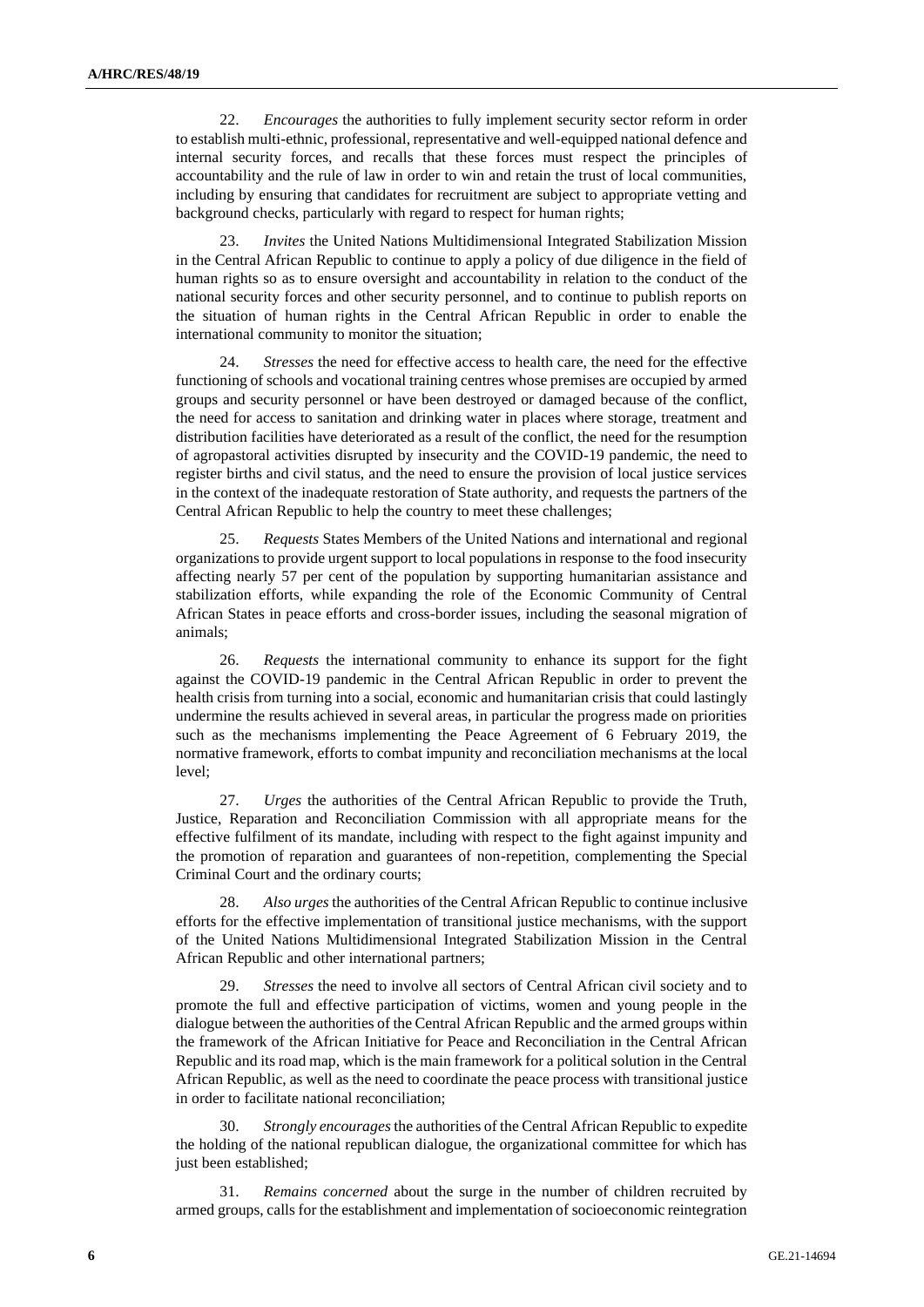22. *Encourages* the authorities to fully implement security sector reform in order to establish multi-ethnic, professional, representative and well-equipped national defence and internal security forces, and recalls that these forces must respect the principles of accountability and the rule of law in order to win and retain the trust of local communities, including by ensuring that candidates for recruitment are subject to appropriate vetting and background checks, particularly with regard to respect for human rights;

23. *Invites* the United Nations Multidimensional Integrated Stabilization Mission in the Central African Republic to continue to apply a policy of due diligence in the field of human rights so as to ensure oversight and accountability in relation to the conduct of the national security forces and other security personnel, and to continue to publish reports on the situation of human rights in the Central African Republic in order to enable the international community to monitor the situation;

24. *Stresses* the need for effective access to health care, the need for the effective functioning of schools and vocational training centres whose premises are occupied by armed groups and security personnel or have been destroyed or damaged because of the conflict, the need for access to sanitation and drinking water in places where storage, treatment and distribution facilities have deteriorated as a result of the conflict, the need for the resumption of agropastoral activities disrupted by insecurity and the COVID-19 pandemic, the need to register births and civil status, and the need to ensure the provision of local justice services in the context of the inadequate restoration of State authority, and requests the partners of the Central African Republic to help the country to meet these challenges;

25. *Requests* States Members of the United Nations and international and regional organizations to provide urgent support to local populations in response to the food insecurity affecting nearly 57 per cent of the population by supporting humanitarian assistance and stabilization efforts, while expanding the role of the Economic Community of Central African States in peace efforts and cross-border issues, including the seasonal migration of animals;

26. *Requests* the international community to enhance its support for the fight against the COVID-19 pandemic in the Central African Republic in order to prevent the health crisis from turning into a social, economic and humanitarian crisis that could lastingly undermine the results achieved in several areas, in particular the progress made on priorities such as the mechanisms implementing the Peace Agreement of 6 February 2019, the normative framework, efforts to combat impunity and reconciliation mechanisms at the local level;

27. *Urges* the authorities of the Central African Republic to provide the Truth, Justice, Reparation and Reconciliation Commission with all appropriate means for the effective fulfilment of its mandate, including with respect to the fight against impunity and the promotion of reparation and guarantees of non-repetition, complementing the Special Criminal Court and the ordinary courts;

28. *Also urges* the authorities of the Central African Republic to continue inclusive efforts for the effective implementation of transitional justice mechanisms, with the support of the United Nations Multidimensional Integrated Stabilization Mission in the Central African Republic and other international partners;

29. *Stresses* the need to involve all sectors of Central African civil society and to promote the full and effective participation of victims, women and young people in the dialogue between the authorities of the Central African Republic and the armed groups within the framework of the African Initiative for Peace and Reconciliation in the Central African Republic and its road map, which is the main framework for a political solution in the Central African Republic, as well as the need to coordinate the peace process with transitional justice in order to facilitate national reconciliation;

30. *Strongly encourages* the authorities of the Central African Republic to expedite the holding of the national republican dialogue, the organizational committee for which has just been established;

31. *Remains concerned* about the surge in the number of children recruited by armed groups, calls for the establishment and implementation of socioeconomic reintegration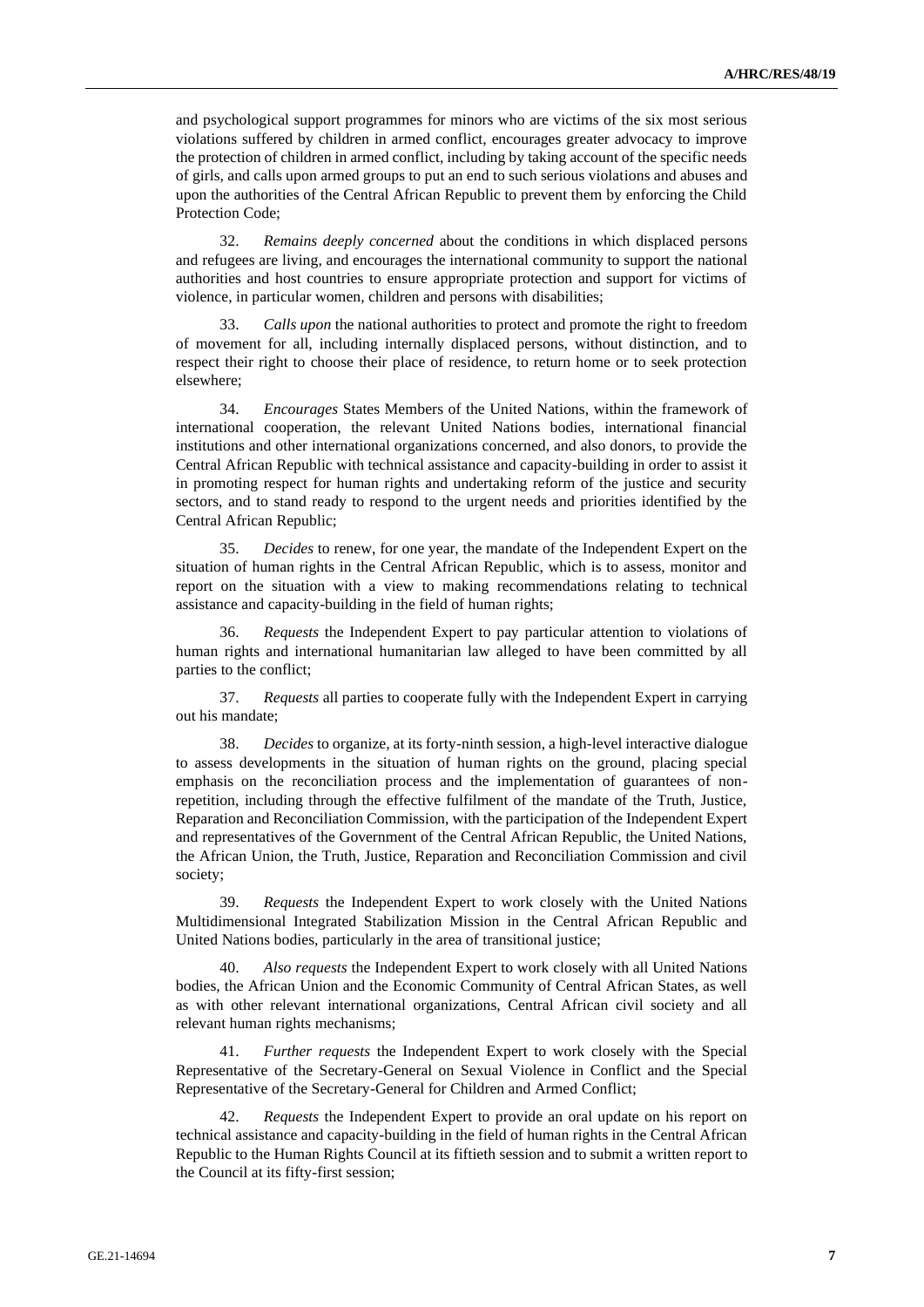and psychological support programmes for minors who are victims of the six most serious violations suffered by children in armed conflict, encourages greater advocacy to improve the protection of children in armed conflict, including by taking account of the specific needs of girls, and calls upon armed groups to put an end to such serious violations and abuses and upon the authorities of the Central African Republic to prevent them by enforcing the Child Protection Code;

32. *Remains deeply concerned* about the conditions in which displaced persons and refugees are living, and encourages the international community to support the national authorities and host countries to ensure appropriate protection and support for victims of violence, in particular women, children and persons with disabilities;

33. *Calls upon* the national authorities to protect and promote the right to freedom of movement for all, including internally displaced persons, without distinction, and to respect their right to choose their place of residence, to return home or to seek protection elsewhere;

34. *Encourages* States Members of the United Nations, within the framework of international cooperation, the relevant United Nations bodies, international financial institutions and other international organizations concerned, and also donors, to provide the Central African Republic with technical assistance and capacity-building in order to assist it in promoting respect for human rights and undertaking reform of the justice and security sectors, and to stand ready to respond to the urgent needs and priorities identified by the Central African Republic;

35. *Decides* to renew, for one year, the mandate of the Independent Expert on the situation of human rights in the Central African Republic, which is to assess, monitor and report on the situation with a view to making recommendations relating to technical assistance and capacity-building in the field of human rights;

36. *Requests* the Independent Expert to pay particular attention to violations of human rights and international humanitarian law alleged to have been committed by all parties to the conflict;

37. *Requests* all parties to cooperate fully with the Independent Expert in carrying out his mandate;

38. *Decides* to organize, at its forty-ninth session, a high-level interactive dialogue to assess developments in the situation of human rights on the ground, placing special emphasis on the reconciliation process and the implementation of guarantees of non-repetition, including through the effective fulfilment of the mandate of the Truth, Justice, Reparation and Reconciliation Commission, with the participation of the Independent Expert and representatives of the Government of the Central African Republic, the United Nations, the African Union, the Truth, Justice, Reparation and Reconciliation Commission and civil society;

39. *Requests* the Independent Expert to work closely with the United Nations Multidimensional Integrated Stabilization Mission in the Central African Republic and United Nations bodies, particularly in the area of transitional justice;

40. *Also requests* the Independent Expert to work closely with all United Nations bodies, the African Union and the Economic Community of Central African States, as well as with other relevant international organizations, Central African civil society and all relevant human rights mechanisms;

41. *Further requests* the Independent Expert to work closely with the Special Representative of the Secretary-General on Sexual Violence in Conflict and the Special Representative of the Secretary-General for Children and Armed Conflict;

42. *Requests* the Independent Expert to provide an oral update on his report on technical assistance and capacity-building in the field of human rights in the Central African Republic to the Human Rights Council at its fiftieth session and to submit a written report to the Council at its fifty-first session;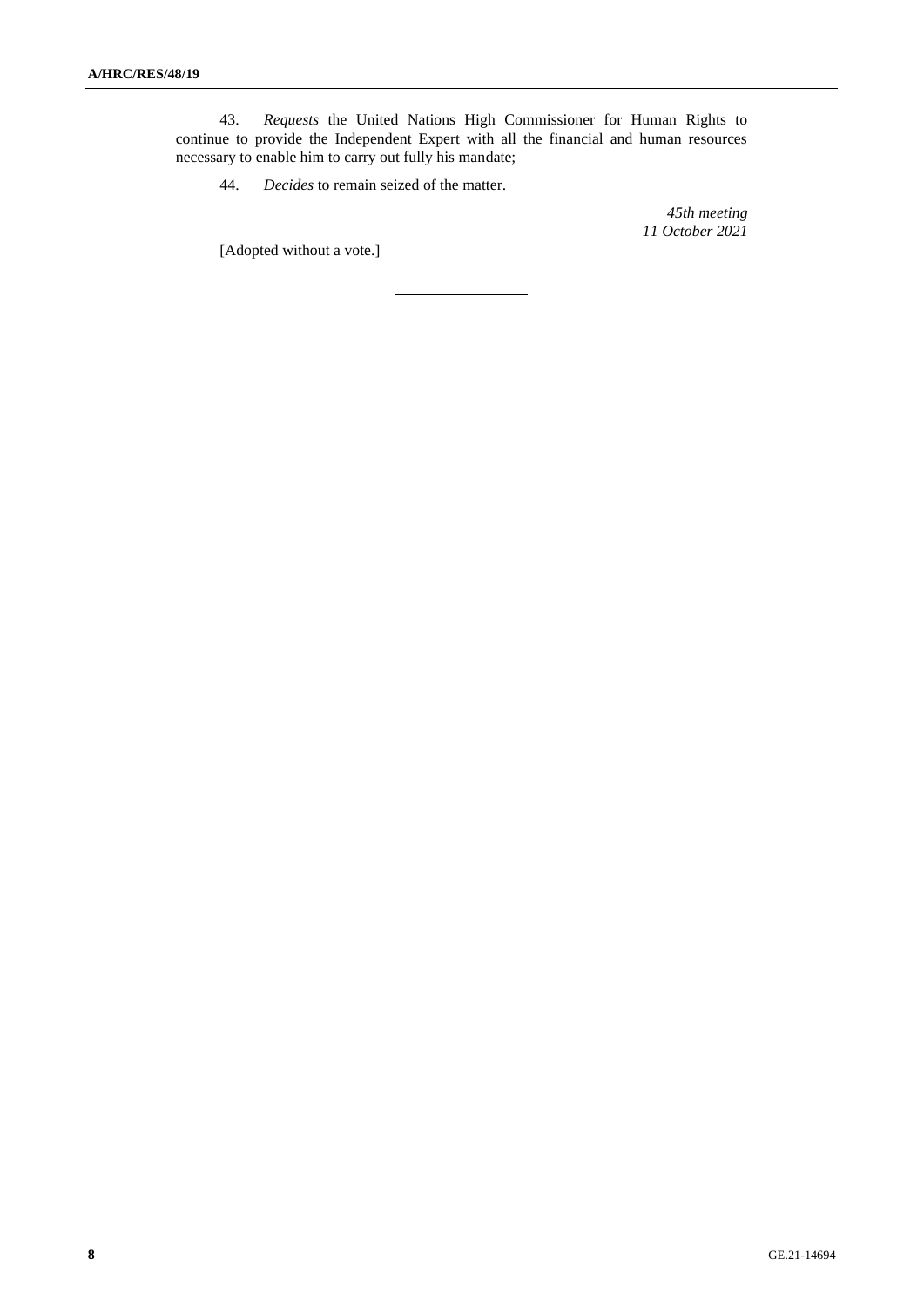43. *Requests* the United Nations High Commissioner for Human Rights to continue to provide the Independent Expert with all the financial and human resources necessary to enable him to carry out fully his mandate;

44. *Decides* to remain seized of the matter.

*45th meeting*
*11 October 2021*

[Adopted without a vote.]